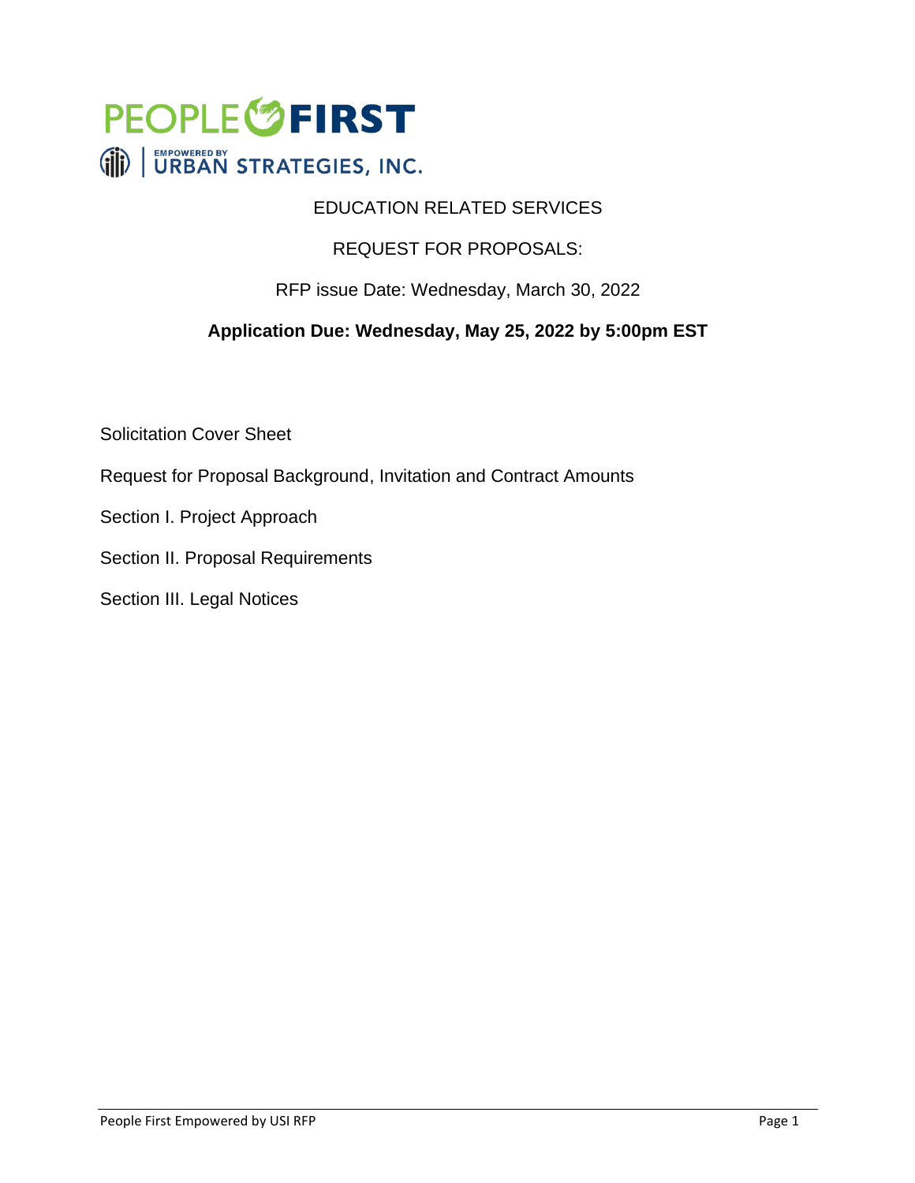PEOPLE FIRST

EMPOWERED BY URBAN STRATEGIES, INC.

# EDUCATION RELATED SERVICES

## REQUEST FOR PROPOSALS:

RFP issue Date: Wednesday, March 30, 2022

**Application Due: Wednesday, May 25, 2022 by 5:00pm EST**

Solicitation Cover Sheet

Request for Proposal Background, Invitation and Contract Amounts

Section I. Project Approach

Section II. Proposal Requirements

Section III. Legal Notices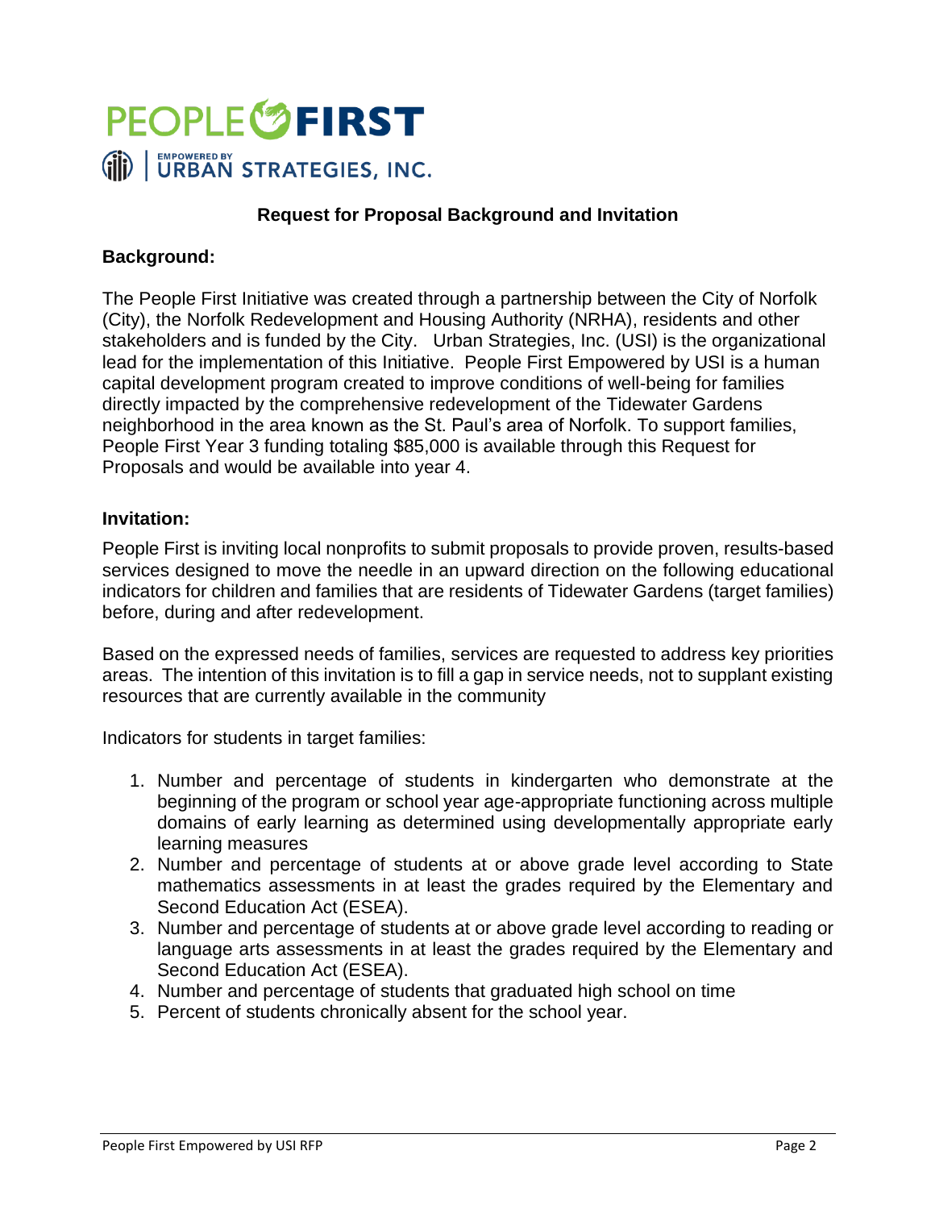PEOPLE FIRST

EMPOWERED BY URBAN STRATEGIES, INC.

## Request for Proposal Background and Invitation

### Background:

The People First Initiative was created through a partnership between the City of Norfolk (City), the Norfolk Redevelopment and Housing Authority (NRHA), residents and other stakeholders and is funded by the City. Urban Strategies, Inc. (USI) is the organizational lead for the implementation of this Initiative. People First Empowered by USI is a human capital development program created to improve conditions of well-being for families directly impacted by the comprehensive redevelopment of the Tidewater Gardens neighborhood in the area known as the St. Paul's area of Norfolk. To support families, People First Year 3 funding totaling $85,000 is available through this Request for Proposals and would be available into year 4.

### Invitation:

People First is inviting local nonprofits to submit proposals to provide proven, results-based services designed to move the needle in an upward direction on the following educational indicators for children and families that are residents of Tidewater Gardens (target families) before, during and after redevelopment.

Based on the expressed needs of families, services are requested to address key priorities areas. The intention of this invitation is to fill a gap in service needs, not to supplant existing resources that are currently available in the community

Indicators for students in target families:

1. Number and percentage of students in kindergarten who demonstrate at the beginning of the program or school year age-appropriate functioning across multiple domains of early learning as determined using developmentally appropriate early learning measures
2. Number and percentage of students at or above grade level according to State mathematics assessments in at least the grades required by the Elementary and Second Education Act (ESEA).
3. Number and percentage of students at or above grade level according to reading or language arts assessments in at least the grades required by the Elementary and Second Education Act (ESEA).
4. Number and percentage of students that graduated high school on time
5. Percent of students chronically absent for the school year.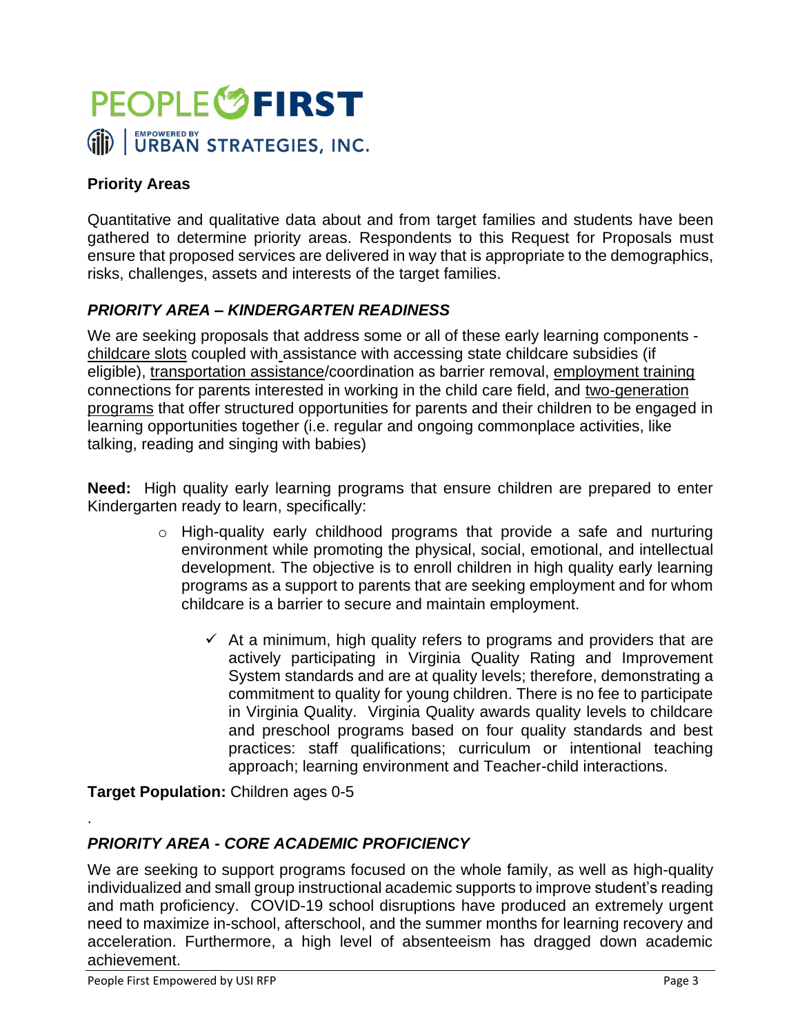# PEOPLE FIRST

EMPOWERED BY URBAN STRATEGIES, INC.

**Priority Areas**

Quantitative and qualitative data about and from target families and students have been gathered to determine priority areas. Respondents to this Request for Proposals must ensure that proposed services are delivered in way that is appropriate to the demographics, risks, challenges, assets and interests of the target families.

### *PRIORITY AREA – KINDERGARTEN READINESS*

We are seeking proposals that address some or all of these early learning components - childcare slots coupled with assistance with accessing state childcare subsidies (if eligible), transportation assistance/coordination as barrier removal, employment training connections for parents interested in working in the child care field, and two-generation programs that offer structured opportunities for parents and their children to be engaged in learning opportunities together (i.e. regular and ongoing commonplace activities, like talking, reading and singing with babies)

**Need:** High quality early learning programs that ensure children are prepared to enter Kindergarten ready to learn, specifically:

- High-quality early childhood programs that provide a safe and nurturing environment while promoting the physical, social, emotional, and intellectual development. The objective is to enroll children in high quality early learning programs as a support to parents that are seeking employment and for whom childcare is a barrier to secure and maintain employment.
  - ✓ At a minimum, high quality refers to programs and providers that are actively participating in Virginia Quality Rating and Improvement System standards and are at quality levels; therefore, demonstrating a commitment to quality for young children. There is no fee to participate in Virginia Quality. Virginia Quality awards quality levels to childcare and preschool programs based on four quality standards and best practices: staff qualifications; curriculum or intentional teaching approach; learning environment and Teacher-child interactions.

**Target Population:** Children ages 0-5

### *PRIORITY AREA - CORE ACADEMIC PROFICIENCY*

We are seeking to support programs focused on the whole family, as well as high-quality individualized and small group instructional academic supports to improve student's reading and math proficiency. COVID-19 school disruptions have produced an extremely urgent need to maximize in-school, afterschool, and the summer months for learning recovery and acceleration. Furthermore, a high level of absenteeism has dragged down academic achievement.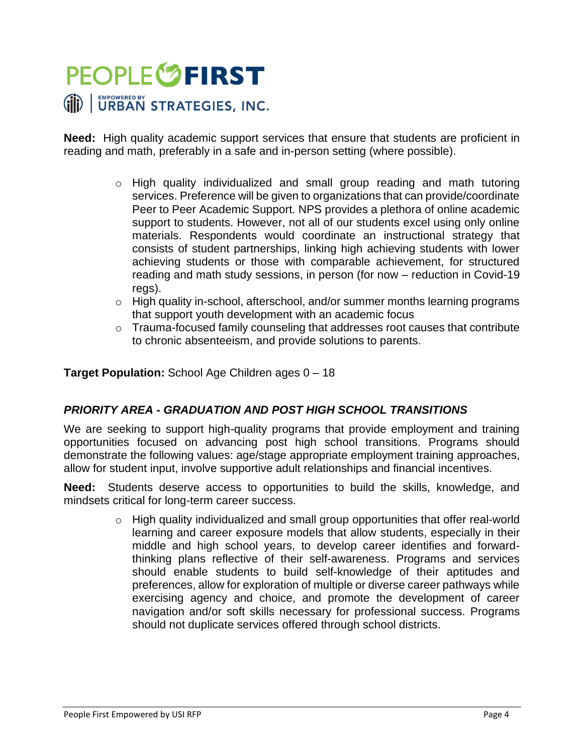**Need:** High quality academic support services that ensure that students are proficient in reading and math, preferably in a safe and in-person setting (where possible).

- High quality individualized and small group reading and math tutoring services. Preference will be given to organizations that can provide/coordinate Peer to Peer Academic Support. NPS provides a plethora of online academic support to students. However, not all of our students excel using only online materials. Respondents would coordinate an instructional strategy that consists of student partnerships, linking high achieving students with lower achieving students or those with comparable achievement, for structured reading and math study sessions, in person (for now – reduction in Covid-19 regs).
- High quality in-school, afterschool, and/or summer months learning programs that support youth development with an academic focus
- Trauma-focused family counseling that addresses root causes that contribute to chronic absenteeism, and provide solutions to parents.

**Target Population:** School Age Children ages 0 – 18

### *PRIORITY AREA - GRADUATION AND POST HIGH SCHOOL TRANSITIONS*

We are seeking to support high-quality programs that provide employment and training opportunities focused on advancing post high school transitions. Programs should demonstrate the following values: age/stage appropriate employment training approaches, allow for student input, involve supportive adult relationships and financial incentives.

**Need:** Students deserve access to opportunities to build the skills, knowledge, and mindsets critical for long-term career success.

- High quality individualized and small group opportunities that offer real-world learning and career exposure models that allow students, especially in their middle and high school years, to develop career identifies and forward-thinking plans reflective of their self-awareness. Programs and services should enable students to build self-knowledge of their aptitudes and preferences, allow for exploration of multiple or diverse career pathways while exercising agency and choice, and promote the development of career navigation and/or soft skills necessary for professional success. Programs should not duplicate services offered through school districts.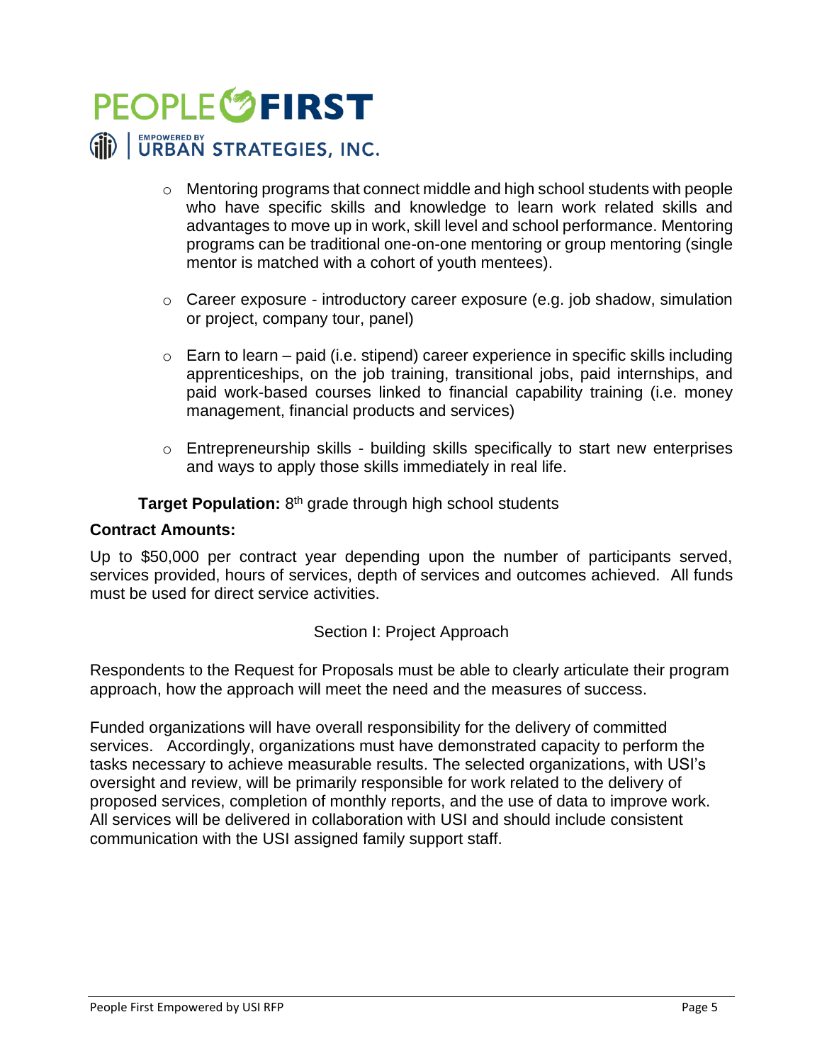- Mentoring programs that connect middle and high school students with people who have specific skills and knowledge to learn work related skills and advantages to move up in work, skill level and school performance. Mentoring programs can be traditional one-on-one mentoring or group mentoring (single mentor is matched with a cohort of youth mentees).

- Career exposure - introductory career exposure (e.g. job shadow, simulation or project, company tour, panel)

- Earn to learn – paid (i.e. stipend) career experience in specific skills including apprenticeships, on the job training, transitional jobs, paid internships, and paid work-based courses linked to financial capability training (i.e. money management, financial products and services)

- Entrepreneurship skills - building skills specifically to start new enterprises and ways to apply those skills immediately in real life.

**Target Population:** 8th grade through high school students

**Contract Amounts:**

Up to $50,000 per contract year depending upon the number of participants served, services provided, hours of services, depth of services and outcomes achieved. All funds must be used for direct service activities.

## Section I: Project Approach

Respondents to the Request for Proposals must be able to clearly articulate their program approach, how the approach will meet the need and the measures of success.

Funded organizations will have overall responsibility for the delivery of committed services. Accordingly, organizations must have demonstrated capacity to perform the tasks necessary to achieve measurable results. The selected organizations, with USI's oversight and review, will be primarily responsible for work related to the delivery of proposed services, completion of monthly reports, and the use of data to improve work. All services will be delivered in collaboration with USI and should include consistent communication with the USI assigned family support staff.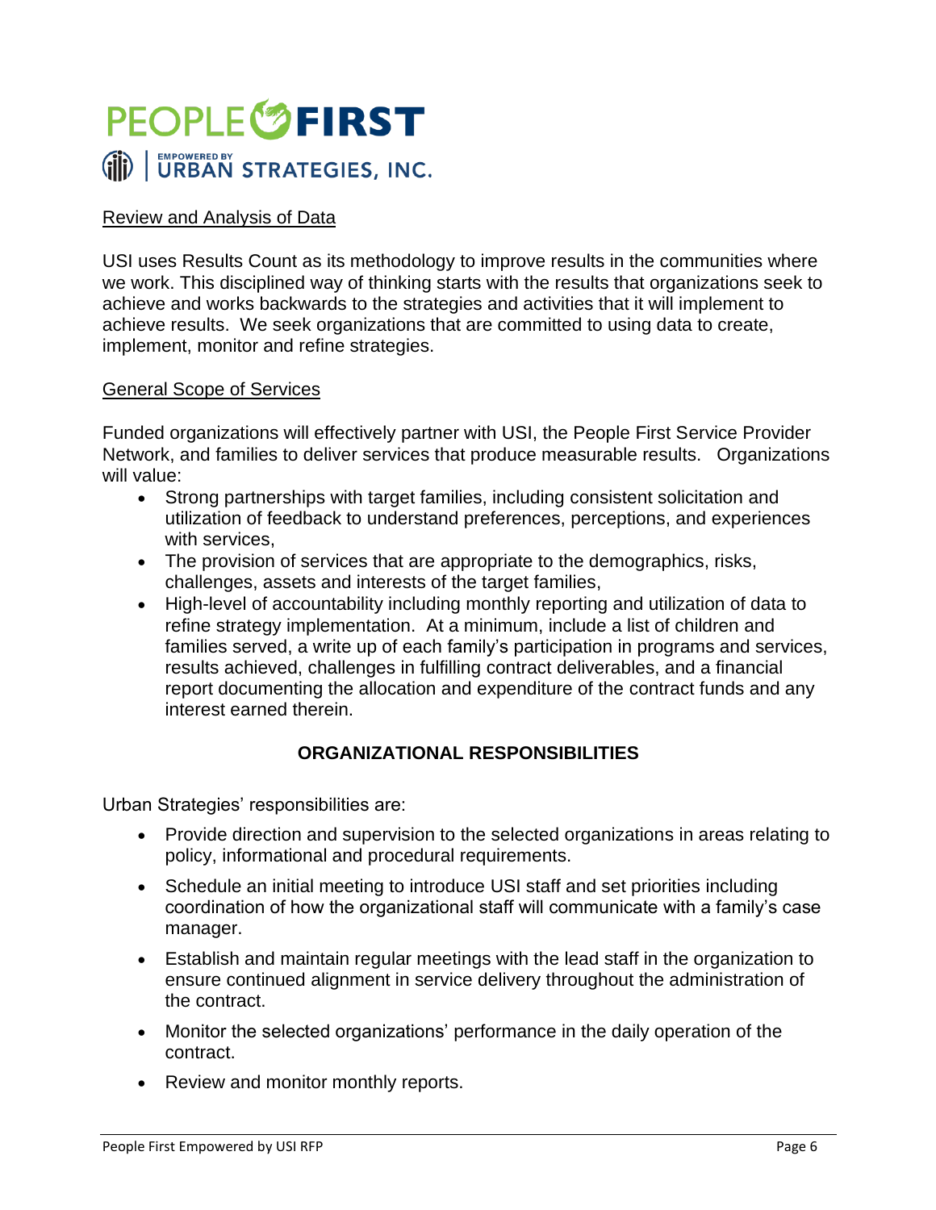Review and Analysis of Data

USI uses Results Count as its methodology to improve results in the communities where we work. This disciplined way of thinking starts with the results that organizations seek to achieve and works backwards to the strategies and activities that it will implement to achieve results. We seek organizations that are committed to using data to create, implement, monitor and refine strategies.

General Scope of Services

Funded organizations will effectively partner with USI, the People First Service Provider Network, and families to deliver services that produce measurable results. Organizations will value:

- Strong partnerships with target families, including consistent solicitation and utilization of feedback to understand preferences, perceptions, and experiences with services,
- The provision of services that are appropriate to the demographics, risks, challenges, assets and interests of the target families,
- High-level of accountability including monthly reporting and utilization of data to refine strategy implementation. At a minimum, include a list of children and families served, a write up of each family's participation in programs and services, results achieved, challenges in fulfilling contract deliverables, and a financial report documenting the allocation and expenditure of the contract funds and any interest earned therein.

## ORGANIZATIONAL RESPONSIBILITIES

Urban Strategies' responsibilities are:

- Provide direction and supervision to the selected organizations in areas relating to policy, informational and procedural requirements.
- Schedule an initial meeting to introduce USI staff and set priorities including coordination of how the organizational staff will communicate with a family's case manager.
- Establish and maintain regular meetings with the lead staff in the organization to ensure continued alignment in service delivery throughout the administration of the contract.
- Monitor the selected organizations' performance in the daily operation of the contract.
- Review and monitor monthly reports.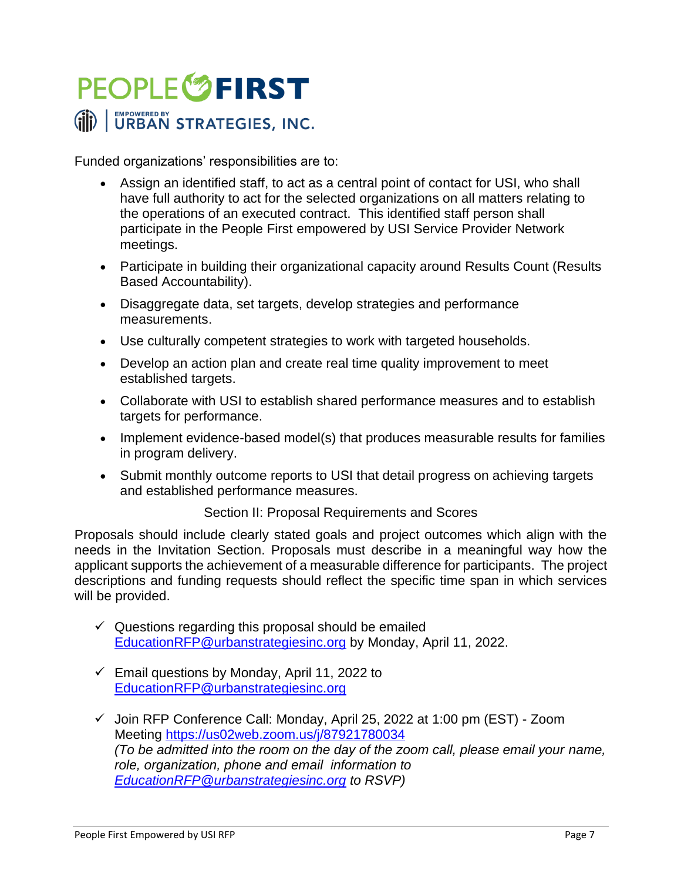Funded organizations' responsibilities are to:

- Assign an identified staff, to act as a central point of contact for USI, who shall have full authority to act for the selected organizations on all matters relating to the operations of an executed contract. This identified staff person shall participate in the People First empowered by USI Service Provider Network meetings.
- Participate in building their organizational capacity around Results Count (Results Based Accountability).
- Disaggregate data, set targets, develop strategies and performance measurements.
- Use culturally competent strategies to work with targeted households.
- Develop an action plan and create real time quality improvement to meet established targets.
- Collaborate with USI to establish shared performance measures and to establish targets for performance.
- Implement evidence-based model(s) that produces measurable results for families in program delivery.
- Submit monthly outcome reports to USI that detail progress on achieving targets and established performance measures.

## Section II: Proposal Requirements and Scores

Proposals should include clearly stated goals and project outcomes which align with the needs in the Invitation Section. Proposals must describe in a meaningful way how the applicant supports the achievement of a measurable difference for participants. The project descriptions and funding requests should reflect the specific time span in which services will be provided.

- ✓ Questions regarding this proposal should be emailed EducationRFP@urbanstrategiesinc.org by Monday, April 11, 2022.
- ✓ Email questions by Monday, April 11, 2022 to EducationRFP@urbanstrategiesinc.org
- ✓ Join RFP Conference Call: Monday, April 25, 2022 at 1:00 pm (EST) - Zoom Meeting https://us02web.zoom.us/j/87921780034
  *(To be admitted into the room on the day of the zoom call, please email your name, role, organization, phone and email information to EducationRFP@urbanstrategiesinc.org to RSVP)*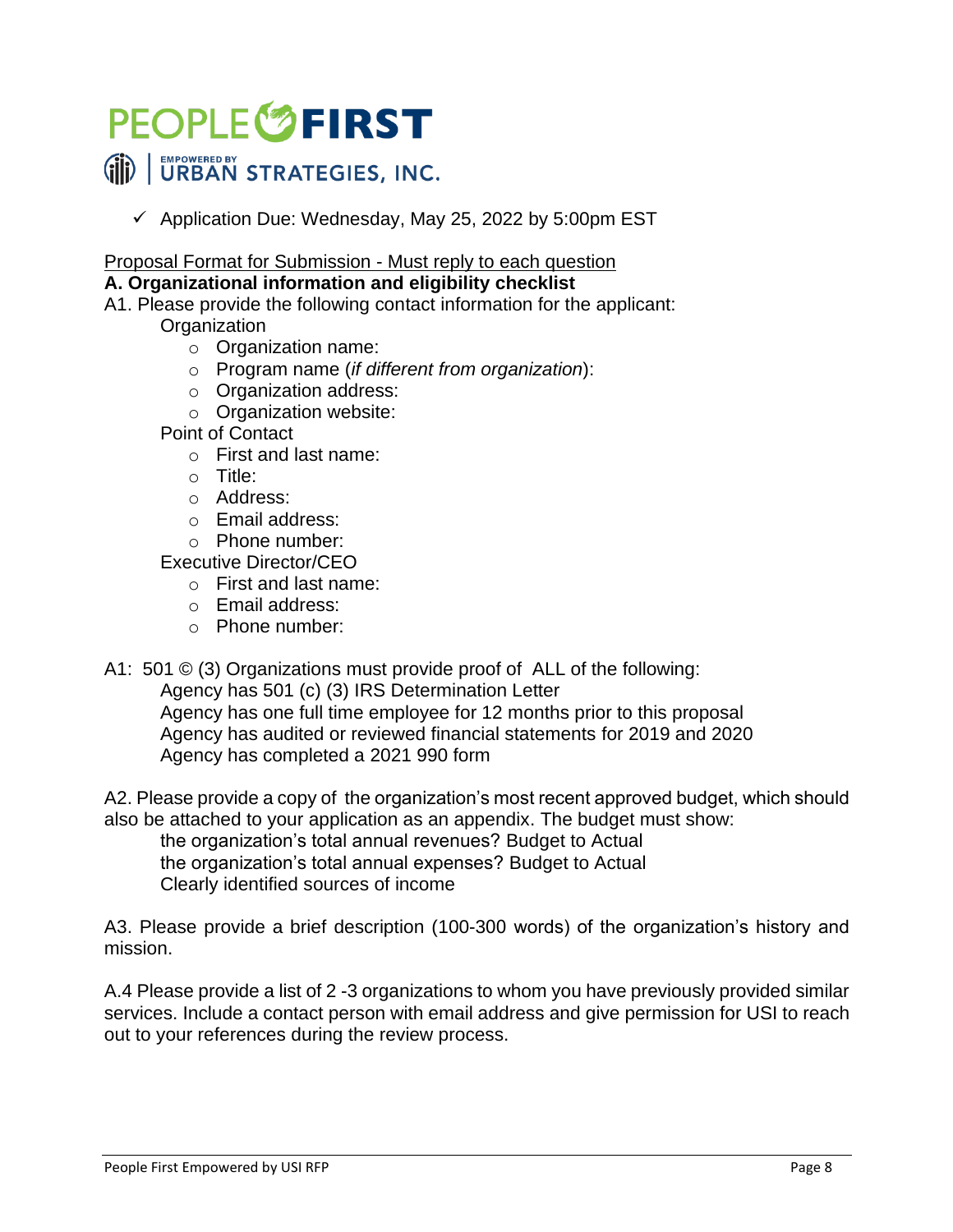# PEOPLE FIRST

EMPOWERED BY URBAN STRATEGIES, INC.

- ✓ Application Due: Wednesday, May 25, 2022 by 5:00pm EST

<u>Proposal Format for Submission - Must reply to each question</u>

**A. Organizational information and eligibility checklist**

A1. Please provide the following contact information for the applicant:

Organization

- Organization name:
- Program name (*if different from organization*):
- Organization address:
- Organization website:

Point of Contact

- First and last name:
- Title:
- Address:
- Email address:
- Phone number:

Executive Director/CEO

- First and last name:
- Email address:
- Phone number:

A1: 501 © (3) Organizations must provide proof of ALL of the following:

Agency has 501 (c) (3) IRS Determination Letter
Agency has one full time employee for 12 months prior to this proposal
Agency has audited or reviewed financial statements for 2019 and 2020
Agency has completed a 2021 990 form

A2. Please provide a copy of the organization's most recent approved budget, which should also be attached to your application as an appendix. The budget must show:

the organization's total annual revenues? Budget to Actual
the organization's total annual expenses? Budget to Actual
Clearly identified sources of income

A3. Please provide a brief description (100-300 words) of the organization's history and mission.

A.4 Please provide a list of 2 -3 organizations to whom you have previously provided similar services. Include a contact person with email address and give permission for USI to reach out to your references during the review process.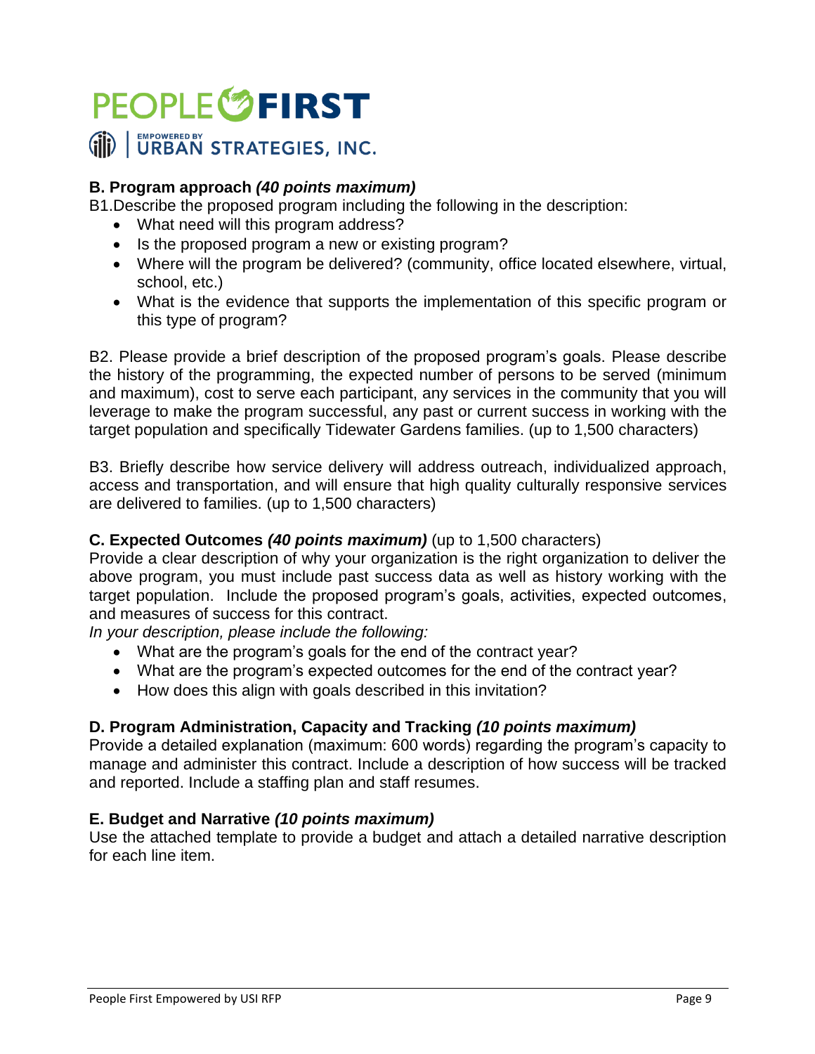PEOPLE FIRST

EMPOWERED BY URBAN STRATEGIES, INC.

### B. Program approach *(40 points maximum)*

B1.Describe the proposed program including the following in the description:

- What need will this program address?
- Is the proposed program a new or existing program?
- Where will the program be delivered? (community, office located elsewhere, virtual, school, etc.)
- What is the evidence that supports the implementation of this specific program or this type of program?

B2. Please provide a brief description of the proposed program's goals. Please describe the history of the programming, the expected number of persons to be served (minimum and maximum), cost to serve each participant, any services in the community that you will leverage to make the program successful, any past or current success in working with the target population and specifically Tidewater Gardens families. (up to 1,500 characters)

B3. Briefly describe how service delivery will address outreach, individualized approach, access and transportation, and will ensure that high quality culturally responsive services are delivered to families. (up to 1,500 characters)

### C. Expected Outcomes *(40 points maximum)* (up to 1,500 characters)

Provide a clear description of why your organization is the right organization to deliver the above program, you must include past success data as well as history working with the target population. Include the proposed program's goals, activities, expected outcomes, and measures of success for this contract.

*In your description, please include the following:*

- What are the program's goals for the end of the contract year?
- What are the program's expected outcomes for the end of the contract year?
- How does this align with goals described in this invitation?

### D. Program Administration, Capacity and Tracking *(10 points maximum)*

Provide a detailed explanation (maximum: 600 words) regarding the program's capacity to manage and administer this contract. Include a description of how success will be tracked and reported. Include a staffing plan and staff resumes.

### E. Budget and Narrative *(10 points maximum)*

Use the attached template to provide a budget and attach a detailed narrative description for each line item.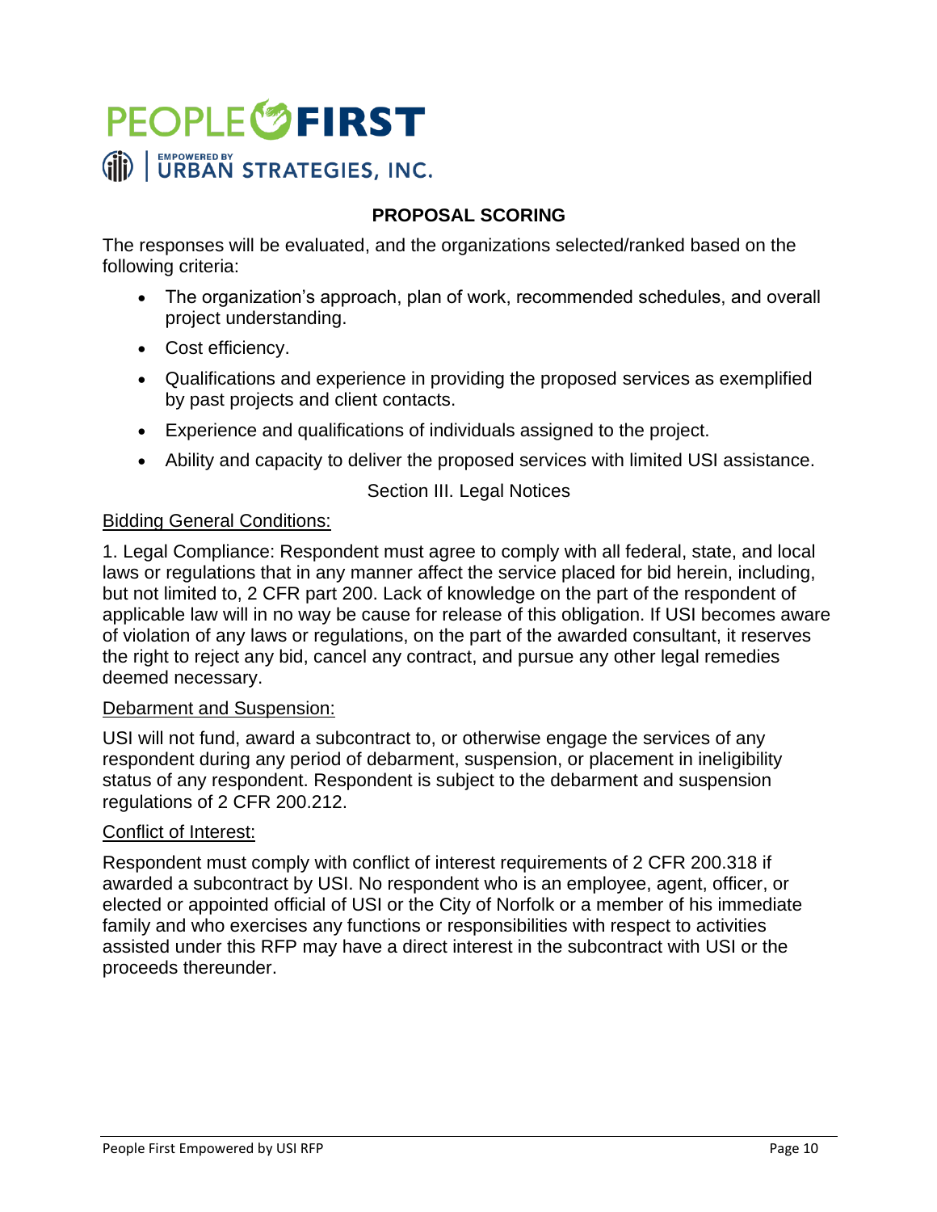## PROPOSAL SCORING

The responses will be evaluated, and the organizations selected/ranked based on the following criteria:

- The organization's approach, plan of work, recommended schedules, and overall project understanding.
- Cost efficiency.
- Qualifications and experience in providing the proposed services as exemplified by past projects and client contacts.
- Experience and qualifications of individuals assigned to the project.
- Ability and capacity to deliver the proposed services with limited USI assistance.

## Section III. Legal Notices

<u>Bidding General Conditions:</u>

1. Legal Compliance: Respondent must agree to comply with all federal, state, and local laws or regulations that in any manner affect the service placed for bid herein, including, but not limited to, 2 CFR part 200. Lack of knowledge on the part of the respondent of applicable law will in no way be cause for release of this obligation. If USI becomes aware of violation of any laws or regulations, on the part of the awarded consultant, it reserves the right to reject any bid, cancel any contract, and pursue any other legal remedies deemed necessary.

<u>Debarment and Suspension:</u>

USI will not fund, award a subcontract to, or otherwise engage the services of any respondent during any period of debarment, suspension, or placement in ineligibility status of any respondent. Respondent is subject to the debarment and suspension regulations of 2 CFR 200.212.

<u>Conflict of Interest:</u>

Respondent must comply with conflict of interest requirements of 2 CFR 200.318 if awarded a subcontract by USI. No respondent who is an employee, agent, officer, or elected or appointed official of USI or the City of Norfolk or a member of his immediate family and who exercises any functions or responsibilities with respect to activities assisted under this RFP may have a direct interest in the subcontract with USI or the proceeds thereunder.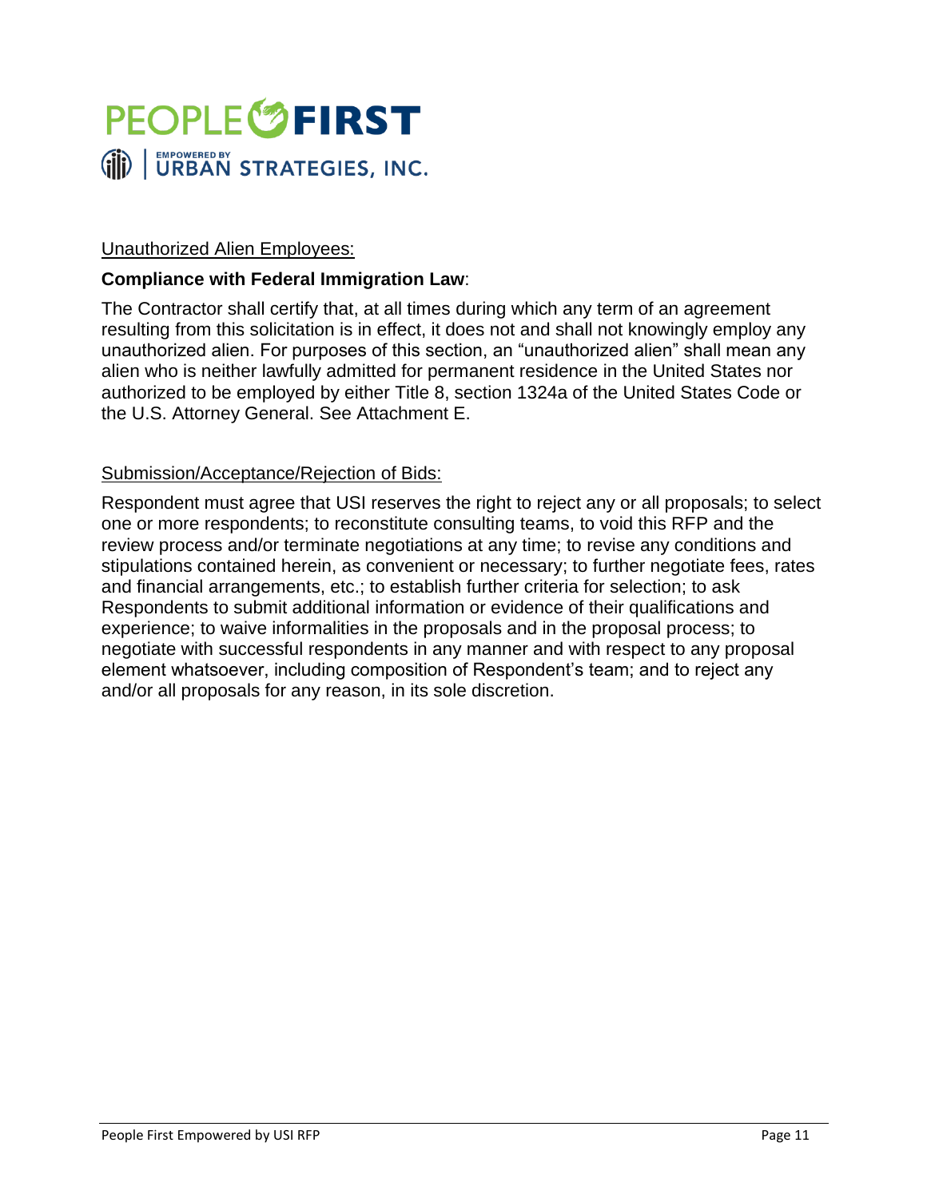Unauthorized Alien Employees:

**Compliance with Federal Immigration Law**:

The Contractor shall certify that, at all times during which any term of an agreement resulting from this solicitation is in effect, it does not and shall not knowingly employ any unauthorized alien. For purposes of this section, an "unauthorized alien" shall mean any alien who is neither lawfully admitted for permanent residence in the United States nor authorized to be employed by either Title 8, section 1324a of the United States Code or the U.S. Attorney General. See Attachment E.

Submission/Acceptance/Rejection of Bids:

Respondent must agree that USI reserves the right to reject any or all proposals; to select one or more respondents; to reconstitute consulting teams, to void this RFP and the review process and/or terminate negotiations at any time; to revise any conditions and stipulations contained herein, as convenient or necessary; to further negotiate fees, rates and financial arrangements, etc.; to establish further criteria for selection; to ask Respondents to submit additional information or evidence of their qualifications and experience; to waive informalities in the proposals and in the proposal process; to negotiate with successful respondents in any manner and with respect to any proposal element whatsoever, including composition of Respondent's team; and to reject any and/or all proposals for any reason, in its sole discretion.